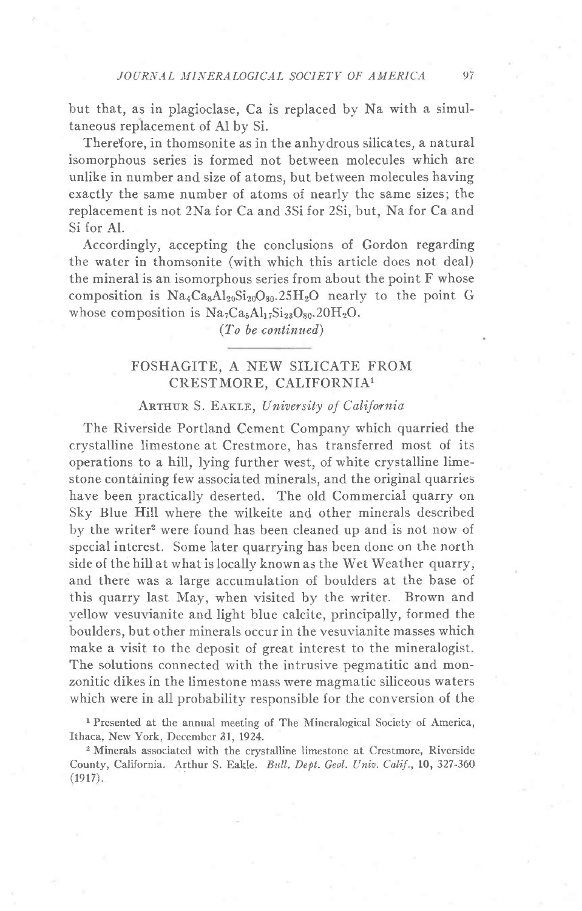but that, as in plagioclase, Ca is replaced by Na with a simultaneous replacement of Al by Si.

Therefore, in thomsonite as in the anhydrous silicates, a natural isomorphous series is formed not between molecules which are unlike in number and size of atoms, but between molecules having exactly the same number of atoms of nearly the same sizes; the replacement is not 2Na for Ca and 3Si for 2Si, but, Na for Ca and Si for Al.

Accordingly, accepting the conclusions of Gordon regarding the water in thomsonite (with which this article does not deal) the mineral is an isomorphous series from about the point F whose composition is $Na_4Ca_8Al_{20}Si_{20}O_{80}.25H_2O$ nearly to the point G whose composition is $Na_7Ca_5Al_{17}Si_{23}O_{80}.20H_2O$.

*(To be continued)*

## FOSHAGITE, A NEW SILICATE FROM CRESTMORE, CALIFORNIA[1]

Arthur S. Eakle, *University of California*

The Riverside Portland Cement Company which quarried the crystalline limestone at Crestmore, has transferred most of its operations to a hill, lying further west, of white crystalline limestone containing few associated minerals, and the original quarries have been practically deserted. The old Commercial quarry on Sky Blue Hill where the wilkeite and other minerals described by the writer[2] were found has been cleaned up and is not now of special interest. Some later quarrying has been done on the north side of the hill at what is locally known as the Wet Weather quarry, and there was a large accumulation of boulders at the base of this quarry last May, when visited by the writer. Brown and yellow vesuvianite and light blue calcite, principally, formed the boulders, but other minerals occur in the vesuvianite masses which make a visit to the deposit of great interest to the mineralogist. The solutions connected with the intrusive pegmatitic and monzonitic dikes in the limestone mass were magmatic siliceous waters which were in all probability responsible for the conversion of the

[1] Presented at the annual meeting of The Mineralogical Society of America, Ithaca, New York, December 31, 1924.

[2] Minerals associated with the crystalline limestone at Crestmore, Riverside County, California. Arthur S. Eakle. *Bull. Dept. Geol. Univ. Calif.*, **10**, 327-360 (1917).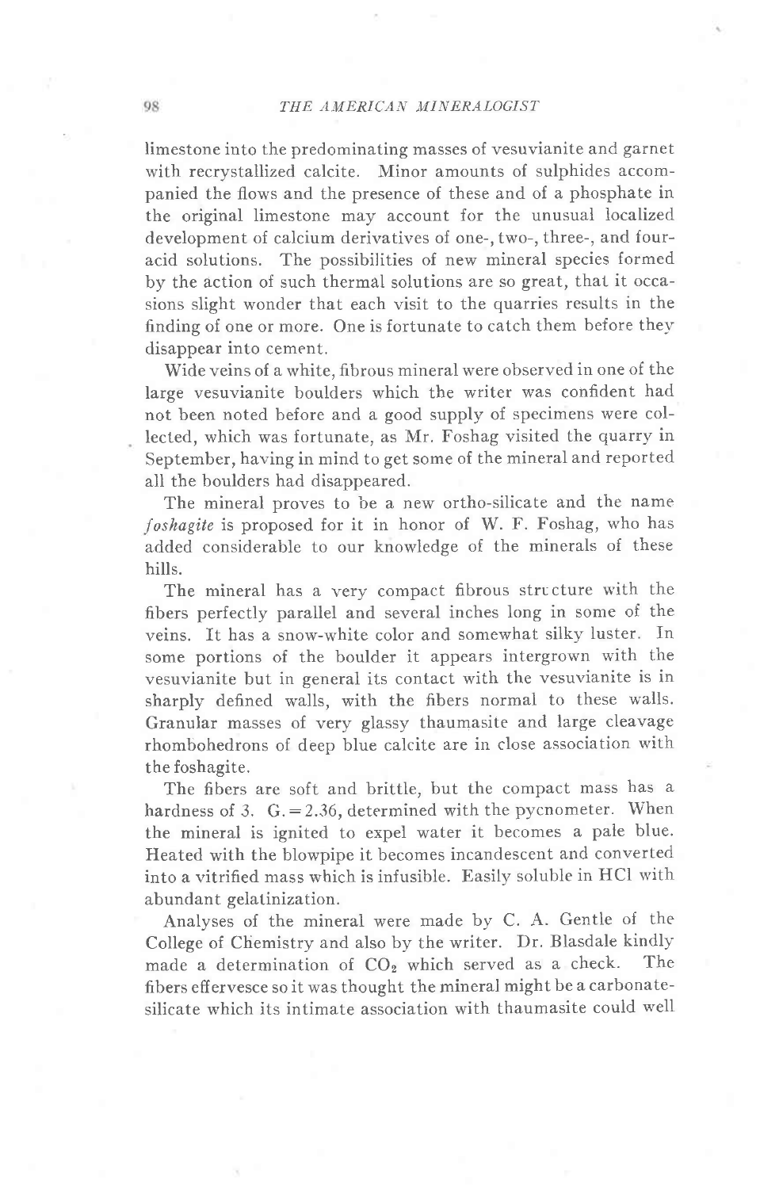limestone into the predominating masses of vesuvianite and garnet with recrystallized calcite. Minor amounts of sulphides accompanied the flows and the presence of these and of a phosphate in the original limestone may account for the unusual localized development of calcium derivatives of one-, two-, three-, and four-acid solutions. The possibilities of new mineral species formed by the action of such thermal solutions are so great, that it occasions slight wonder that each visit to the quarries results in the finding of one or more. One is fortunate to catch them before they disappear into cement.

Wide veins of a white, fibrous mineral were observed in one of the large vesuvianite boulders which the writer was confident had not been noted before and a good supply of specimens were collected, which was fortunate, as Mr. Foshag visited the quarry in September, having in mind to get some of the mineral and reported all the boulders had disappeared.

The mineral proves to be a new ortho-silicate and the name *foshagite* is proposed for it in honor of W. F. Foshag, who has added considerable to our knowledge of the minerals of these hills.

The mineral has a very compact fibrous structure with the fibers perfectly parallel and several inches long in some of the veins. It has a snow-white color and somewhat silky luster. In some portions of the boulder it appears intergrown with the vesuvianite but in general its contact with the vesuvianite is in sharply defined walls, with the fibers normal to these walls. Granular masses of very glassy thaumasite and large cleavage rhombohedrons of deep blue calcite are in close association with the foshagite.

The fibers are soft and brittle, but the compact mass has a hardness of 3. G. = 2.36, determined with the pycnometer. When the mineral is ignited to expel water it becomes a pale blue. Heated with the blowpipe it becomes incandescent and converted into a vitrified mass which is infusible. Easily soluble in HCl with abundant gelatinization.

Analyses of the mineral were made by C. A. Gentle of the College of Chemistry and also by the writer. Dr. Blasdale kindly made a determination of $CO_2$ which served as a check. The fibers effervesce so it was thought the mineral might be a carbonate-silicate which its intimate association with thaumasite could well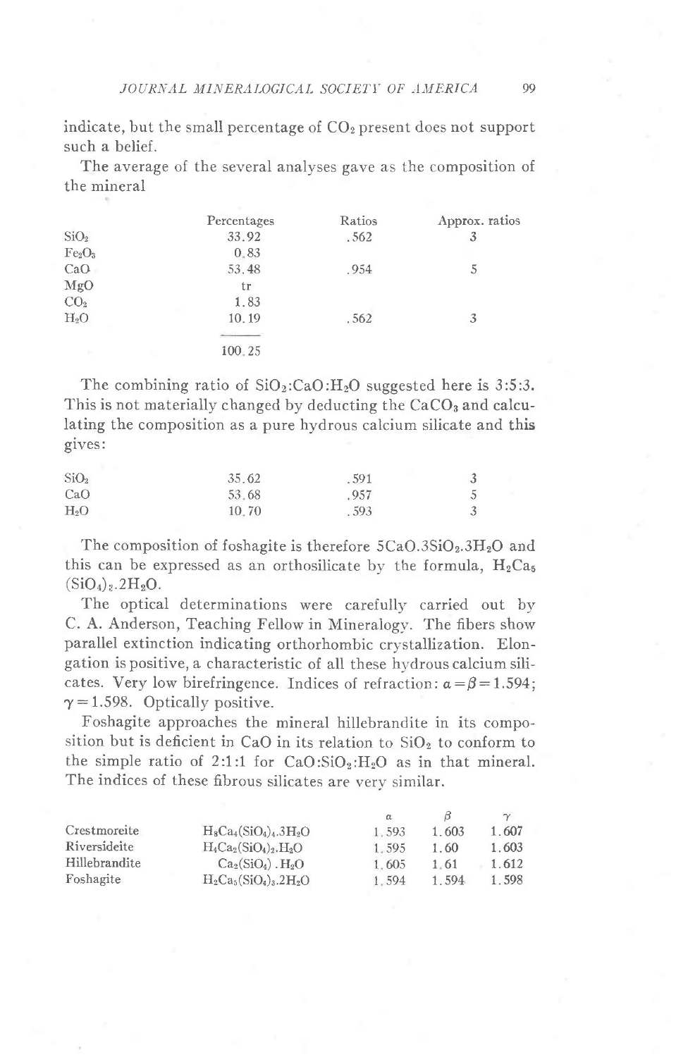indicate, but the small percentage of $CO_2$ present does not support such a belief.

The average of the several analyses gave as the composition of the mineral

| | Percentages | Ratios | Approx. ratios |
|---|---|---|---|
| $SiO_2$ | 33.92 | .562 | 3 |
| $Fe_2O_3$ | 0.83 | | |
| CaO | 53.48 | .954 | 5 |
| MgO | tr | | |
| $CO_2$ | 1.83 | | |
| $H_2O$ | 10.19 | .562 | 3 |
| | 100.25 | | |

The combining ratio of $SiO_2$:CaO:$H_2O$ suggested here is 3:5:3. This is not materially changed by deducting the $CaCO_3$ and calculating the composition as a pure hydrous calcium silicate and this gives:

| | | | |
|---|---|---|---|
| $SiO_2$ | 35.62 | .591 | 3 |
| CaO | 53.68 | .957 | 5 |
| $H_2O$ | 10.70 | .593 | 3 |

The composition of foshagite is therefore $5CaO.3SiO_2.3H_2O$ and this can be expressed as an orthosilicate by the formula, $H_2Ca_5(SiO_4)_3.2H_2O$.

The optical determinations were carefully carried out by C. A. Anderson, Teaching Fellow in Mineralogy. The fibers show parallel extinction indicating orthorhombic crystallization. Elongation is positive, a characteristic of all these hydrous calcium silicates. Very low birefringence. Indices of refraction: $\alpha = \beta = 1.594$; $\gamma = 1.598$. Optically positive.

Foshagite approaches the mineral hillebrandite in its composition but is deficient in CaO in its relation to $SiO_2$ to conform to the simple ratio of 2:1:1 for CaO:$SiO_2$:$H_2O$ as in that mineral. The indices of these fibrous silicates are very similar.

| | | $\alpha$ | $\beta$ | $\gamma$ |
|---|---|---|---|---|
| Crestmoreite | $H_8Ca_4(SiO_4)_4.3H_2O$ | 1.593 | 1.603 | 1.607 |
| Riversideite | $H_4Ca_2(SiO_4)_2.H_2O$ | 1.595 | 1.60 | 1.603 |
| Hillebrandite | $Ca_2(SiO_4).H_2O$ | 1.605 | 1.61 | 1.612 |
| Foshagite | $H_2Ca_5(SiO_4)_3.2H_2O$ | 1.594 | 1.594 | 1.598 |